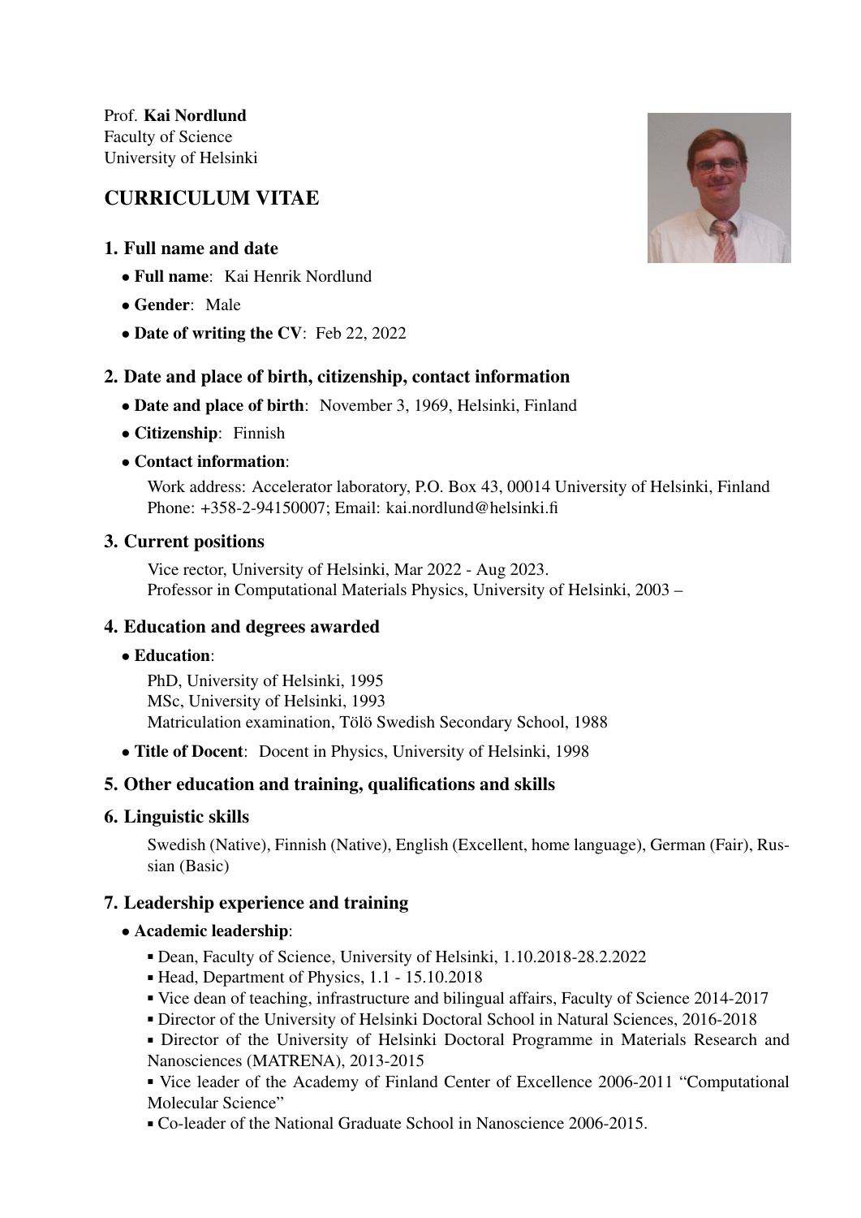Prof. **Kai Nordlund**
Faculty of Science
University of Helsinki

# CURRICULUM VITAE

## 1. Full name and date

- **Full name**: Kai Henrik Nordlund
- **Gender**: Male
- **Date of writing the CV**: Feb 22, 2022

## 2. Date and place of birth, citizenship, contact information

- **Date and place of birth**: November 3, 1969, Helsinki, Finland
- **Citizenship**: Finnish
- **Contact information**:

  Work address: Accelerator laboratory, P.O. Box 43, 00014 University of Helsinki, Finland
  Phone: +358-2-94150007; Email: kai.nordlund@helsinki.fi

## 3. Current positions

Vice rector, University of Helsinki, Mar 2022 - Aug 2023.
Professor in Computational Materials Physics, University of Helsinki, 2003 –

## 4. Education and degrees awarded

- **Education**:

  PhD, University of Helsinki, 1995
  MSc, University of Helsinki, 1993
  Matriculation examination, Tölö Swedish Secondary School, 1988

- **Title of Docent**: Docent in Physics, University of Helsinki, 1998

## 5. Other education and training, qualifications and skills

## 6. Linguistic skills

Swedish (Native), Finnish (Native), English (Excellent, home language), German (Fair), Russian (Basic)

## 7. Leadership experience and training

- **Academic leadership**:
  - Dean, Faculty of Science, University of Helsinki, 1.10.2018-28.2.2022
  - Head, Department of Physics, 1.1 - 15.10.2018
  - Vice dean of teaching, infrastructure and bilingual affairs, Faculty of Science 2014-2017
  - Director of the University of Helsinki Doctoral School in Natural Sciences, 2016-2018
  - Director of the University of Helsinki Doctoral Programme in Materials Research and Nanosciences (MATRENA), 2013-2015
  - Vice leader of the Academy of Finland Center of Excellence 2006-2011 "Computational Molecular Science"
  - Co-leader of the National Graduate School in Nanoscience 2006-2015.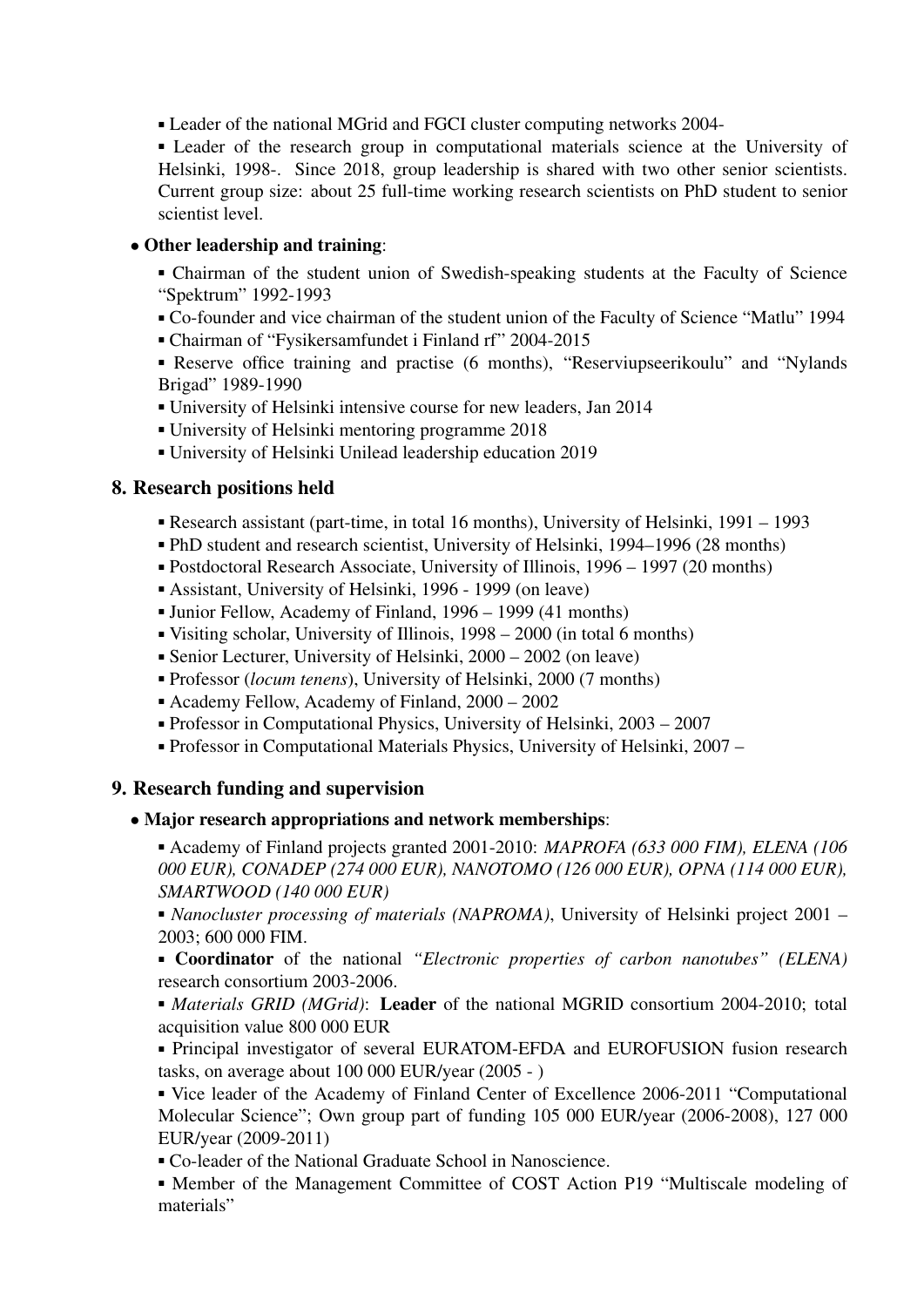- Leader of the national MGrid and FGCI cluster computing networks 2004-
- Leader of the research group in computational materials science at the University of Helsinki, 1998-. Since 2018, group leadership is shared with two other senior scientists. Current group size: about 25 full-time working research scientists on PhD student to senior scientist level.

- **Other leadership and training**:
  - Chairman of the student union of Swedish-speaking students at the Faculty of Science "Spektrum" 1992-1993
  - Co-founder and vice chairman of the student union of the Faculty of Science "Matlu" 1994
  - Chairman of "Fysikersamfundet i Finland rf" 2004-2015
  - Reserve office training and practise (6 months), "Reserviupseerikoulu" and "Nylands Brigad" 1989-1990
  - University of Helsinki intensive course for new leaders, Jan 2014
  - University of Helsinki mentoring programme 2018
  - University of Helsinki Unilead leadership education 2019

## 8. Research positions held

- Research assistant (part-time, in total 16 months), University of Helsinki, 1991 – 1993
- PhD student and research scientist, University of Helsinki, 1994–1996 (28 months)
- Postdoctoral Research Associate, University of Illinois, 1996 – 1997 (20 months)
- Assistant, University of Helsinki, 1996 - 1999 (on leave)
- Junior Fellow, Academy of Finland, 1996 – 1999 (41 months)
- Visiting scholar, University of Illinois, 1998 – 2000 (in total 6 months)
- Senior Lecturer, University of Helsinki, 2000 – 2002 (on leave)
- Professor (*locum tenens*), University of Helsinki, 2000 (7 months)
- Academy Fellow, Academy of Finland, 2000 – 2002
- Professor in Computational Physics, University of Helsinki, 2003 – 2007
- Professor in Computational Materials Physics, University of Helsinki, 2007 –

## 9. Research funding and supervision

- **Major research appropriations and network memberships**:
  - Academy of Finland projects granted 2001-2010: *MAPROFA (633 000 FIM), ELENA (106 000 EUR), CONADEP (274 000 EUR), NANOTOMO (126 000 EUR), OPNA (114 000 EUR), SMARTWOOD (140 000 EUR)*
  - *Nanocluster processing of materials (NAPROMA)*, University of Helsinki project 2001 – 2003; 600 000 FIM.
  - **Coordinator** of the national *"Electronic properties of carbon nanotubes" (ELENA)* research consortium 2003-2006.
  - *Materials GRID (MGrid)*: **Leader** of the national MGRID consortium 2004-2010; total acquisition value 800 000 EUR
  - Principal investigator of several EURATOM-EFDA and EUROFUSION fusion research tasks, on average about 100 000 EUR/year (2005 - )
  - Vice leader of the Academy of Finland Center of Excellence 2006-2011 "Computational Molecular Science"; Own group part of funding 105 000 EUR/year (2006-2008), 127 000 EUR/year (2009-2011)
  - Co-leader of the National Graduate School in Nanoscience.
  - Member of the Management Committee of COST Action P19 "Multiscale modeling of materials"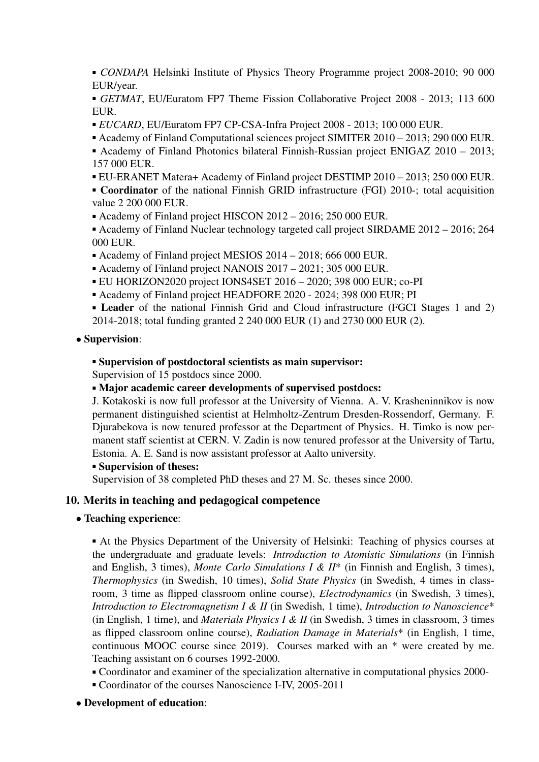- *CONDAPA* Helsinki Institute of Physics Theory Programme project 2008-2010; 90 000 EUR/year.
- *GETMAT*, EU/Euratom FP7 Theme Fission Collaborative Project 2008 - 2013; 113 600 EUR.
- *EUCARD*, EU/Euratom FP7 CP-CSA-Infra Project 2008 - 2013; 100 000 EUR.
- Academy of Finland Computational sciences project SIMITER 2010 – 2013; 290 000 EUR.
- Academy of Finland Photonics bilateral Finnish-Russian project ENIGAZ 2010 – 2013; 157 000 EUR.
- EU-ERANET Matera+ Academy of Finland project DESTIMP 2010 – 2013; 250 000 EUR.
- **Coordinator** of the national Finnish GRID infrastructure (FGI) 2010-; total acquisition value 2 200 000 EUR.
- Academy of Finland project HISCON 2012 – 2016; 250 000 EUR.
- Academy of Finland Nuclear technology targeted call project SIRDAME 2012 – 2016; 264 000 EUR.
- Academy of Finland project MESIOS 2014 – 2018; 666 000 EUR.
- Academy of Finland project NANOIS 2017 – 2021; 305 000 EUR.
- EU HORIZON2020 project IONS4SET 2016 – 2020; 398 000 EUR; co-PI
- Academy of Finland project HEADFORE 2020 - 2024; 398 000 EUR; PI
- **Leader** of the national Finnish Grid and Cloud infrastructure (FGCI Stages 1 and 2) 2014-2018; total funding granted 2 240 000 EUR (1) and 2730 000 EUR (2).

- **Supervision**:

  - **Supervision of postdoctoral scientists as main supervisor:**
  
    Supervision of 15 postdocs since 2000.
  - **Major academic career developments of supervised postdocs:**
  
    J. Kotakoski is now full professor at the University of Vienna. A. V. Krasheninnikov is now permanent distinguished scientist at Helmholtz-Zentrum Dresden-Rossendorf, Germany. F. Djurabekova is now tenured professor at the Department of Physics. H. Timko is now permanent staff scientist at CERN. V. Zadin is now tenured professor at the University of Tartu, Estonia. A. E. Sand is now assistant professor at Aalto university.
  - **Supervision of theses:**
  
    Supervision of 38 completed PhD theses and 27 M. Sc. theses since 2000.

## 10. Merits in teaching and pedagogical competence

- **Teaching experience**:

  - At the Physics Department of the University of Helsinki: Teaching of physics courses at the undergraduate and graduate levels: *Introduction to Atomistic Simulations* (in Finnish and English, 3 times), *Monte Carlo Simulations I & II*\* (in Finnish and English, 3 times), *Thermophysics* (in Swedish, 10 times), *Solid State Physics* (in Swedish, 4 times in classroom, 3 time as flipped classroom online course), *Electrodynamics* (in Swedish, 3 times), *Introduction to Electromagnetism I & II* (in Swedish, 1 time), *Introduction to Nanoscience*\* (in English, 1 time), and *Materials Physics I & II* (in Swedish, 3 times in classroom, 3 times as flipped classroom online course), *Radiation Damage in Materials*\* (in English, 1 time, continuous MOOC course since 2019). Courses marked with an \* were created by me. Teaching assistant on 6 courses 1992-2000.
  - Coordinator and examiner of the specialization alternative in computational physics 2000-
  - Coordinator of the courses Nanoscience I-IV, 2005-2011

- **Development of education**: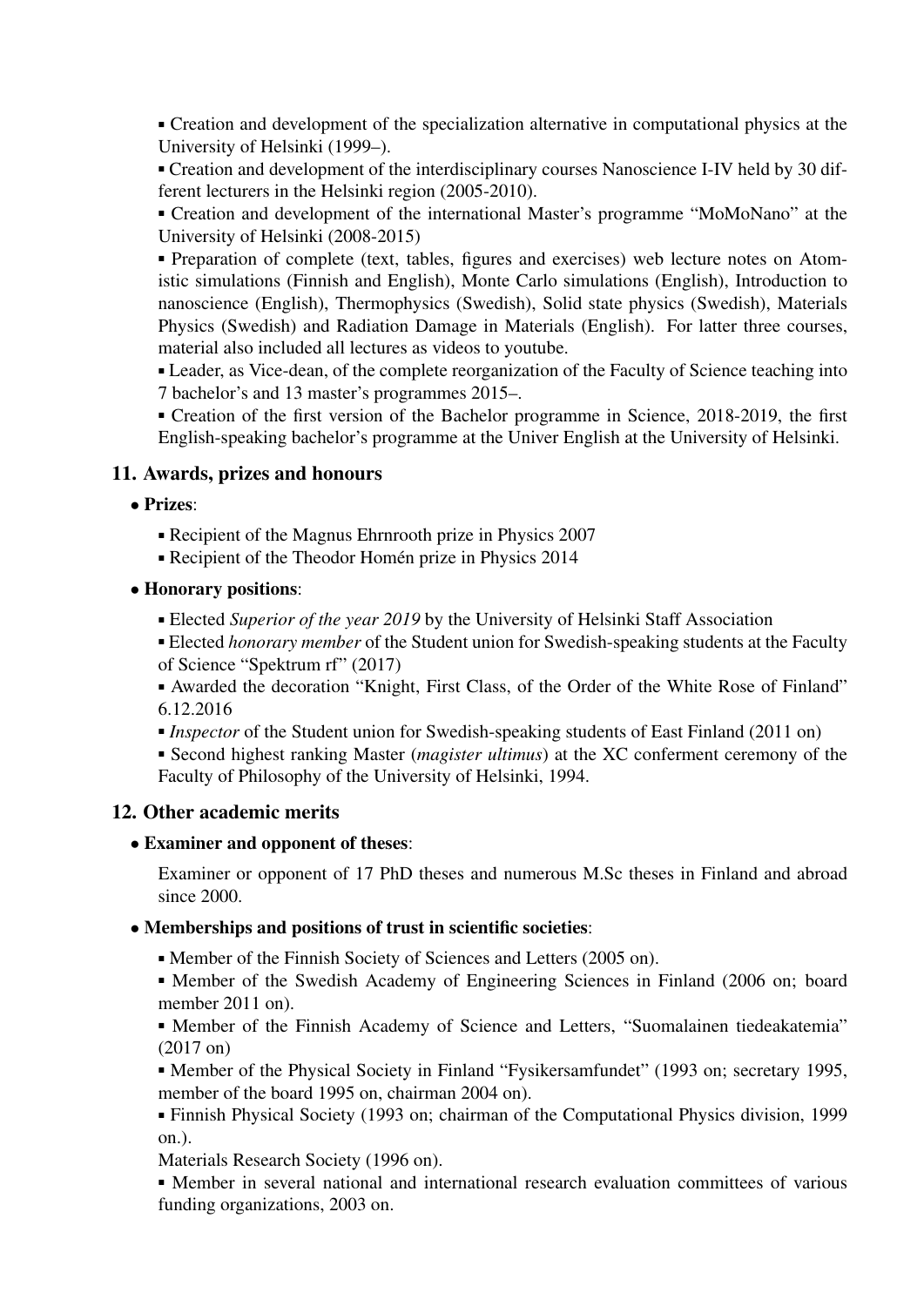▪ Creation and development of the specialization alternative in computational physics at the University of Helsinki (1999–).

▪ Creation and development of the interdisciplinary courses Nanoscience I-IV held by 30 different lecturers in the Helsinki region (2005-2010).

▪ Creation and development of the international Master's programme "MoMoNano" at the University of Helsinki (2008-2015)

▪ Preparation of complete (text, tables, figures and exercises) web lecture notes on Atomistic simulations (Finnish and English), Monte Carlo simulations (English), Introduction to nanoscience (English), Thermophysics (Swedish), Solid state physics (Swedish), Materials Physics (Swedish) and Radiation Damage in Materials (English). For latter three courses, material also included all lectures as videos to youtube.

▪ Leader, as Vice-dean, of the complete reorganization of the Faculty of Science teaching into 7 bachelor's and 13 master's programmes 2015–.

▪ Creation of the first version of the Bachelor programme in Science, 2018-2019, the first English-speaking bachelor's programme at the Univer English at the University of Helsinki.

## 11. Awards, prizes and honours

- **Prizes**:
  - Recipient of the Magnus Ehrnrooth prize in Physics 2007
  - Recipient of the Theodor Homén prize in Physics 2014
- **Honorary positions**:
  - Elected *Superior of the year 2019* by the University of Helsinki Staff Association
  - Elected *honorary member* of the Student union for Swedish-speaking students at the Faculty of Science "Spektrum rf" (2017)
  - Awarded the decoration "Knight, First Class, of the Order of the White Rose of Finland" 6.12.2016
  - *Inspector* of the Student union for Swedish-speaking students of East Finland (2011 on)
  - Second highest ranking Master (*magister ultimus*) at the XC conferment ceremony of the Faculty of Philosophy of the University of Helsinki, 1994.

## 12. Other academic merits

- **Examiner and opponent of theses**:

  Examiner or opponent of 17 PhD theses and numerous M.Sc theses in Finland and abroad since 2000.

- **Memberships and positions of trust in scientific societies**:
  - Member of the Finnish Society of Sciences and Letters (2005 on).
  - Member of the Swedish Academy of Engineering Sciences in Finland (2006 on; board member 2011 on).
  - Member of the Finnish Academy of Science and Letters, "Suomalainen tiedeakatemia" (2017 on)
  - Member of the Physical Society in Finland "Fysikersamfundet" (1993 on; secretary 1995, member of the board 1995 on, chairman 2004 on).
  - Finnish Physical Society (1993 on; chairman of the Computational Physics division, 1999 on.).

    Materials Research Society (1996 on).
  - Member in several national and international research evaluation committees of various funding organizations, 2003 on.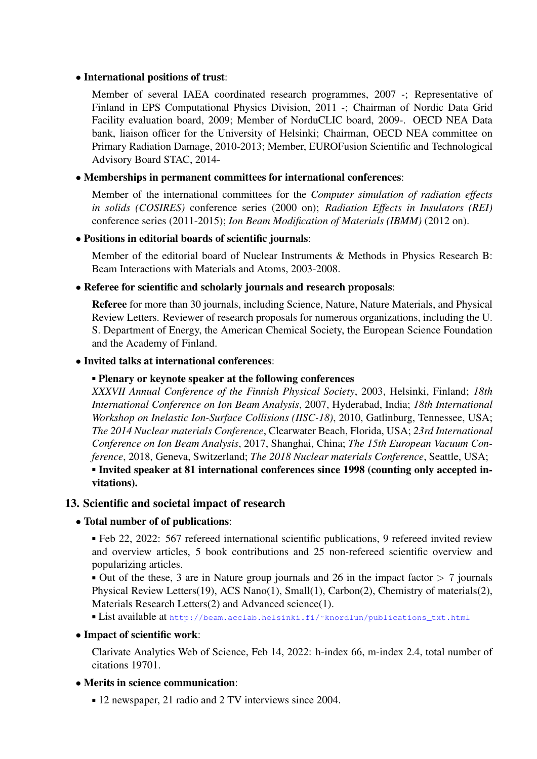- **International positions of trust**:

  Member of several IAEA coordinated research programmes, 2007 -; Representative of Finland in EPS Computational Physics Division, 2011 -; Chairman of Nordic Data Grid Facility evaluation board, 2009; Member of NorduCLIC board, 2009-. OECD NEA Data bank, liaison officer for the University of Helsinki; Chairman, OECD NEA committee on Primary Radiation Damage, 2010-2013; Member, EUROFusion Scientific and Technological Advisory Board STAC, 2014-

- **Memberships in permanent committees for international conferences**:

  Member of the international committees for the *Computer simulation of radiation effects in solids (COSIRES)* conference series (2000 on); *Radiation Effects in Insulators (REI)* conference series (2011-2015); *Ion Beam Modification of Materials (IBMM)* (2012 on).

- **Positions in editorial boards of scientific journals**:

  Member of the editorial board of Nuclear Instruments & Methods in Physics Research B: Beam Interactions with Materials and Atoms, 2003-2008.

- **Referee for scientific and scholarly journals and research proposals**:

  **Referee** for more than 30 journals, including Science, Nature, Nature Materials, and Physical Review Letters. Reviewer of research proposals for numerous organizations, including the U. S. Department of Energy, the American Chemical Society, the European Science Foundation and the Academy of Finland.

- **Invited talks at international conferences**:

  - **Plenary or keynote speaker at the following conferences**
  *XXXVII Annual Conference of the Finnish Physical Society*, 2003, Helsinki, Finland; *18th International Conference on Ion Beam Analysis*, 2007, Hyderabad, India; *18th International Workshop on Inelastic Ion-Surface Collisions (IISC-18)*, 2010, Gatlinburg, Tennessee, USA; *The 2014 Nuclear materials Conference*, Clearwater Beach, Florida, USA; *23rd International Conference on Ion Beam Analysis*, 2017, Shanghai, China; *The 15th European Vacuum Conference*, 2018, Geneva, Switzerland; *The 2018 Nuclear materials Conference*, Seattle, USA;
  - **Invited speaker at 81 international conferences since 1998 (counting only accepted invitations).**

## 13. Scientific and societal impact of research

- **Total number of of publications**:

  - Feb 22, 2022: 567 refereed international scientific publications, 9 refereed invited review and overview articles, 5 book contributions and 25 non-refereed scientific overview and popularizing articles.
  - Out of the these, 3 are in Nature group journals and 26 in the impact factor > 7 journals Physical Review Letters(19), ACS Nano(1), Small(1), Carbon(2), Chemistry of materials(2), Materials Research Letters(2) and Advanced science(1).
  - List available at http://beam.acclab.helsinki.fi/~knordlun/publications_txt.html

- **Impact of scientific work**:

  Clarivate Analytics Web of Science, Feb 14, 2022: h-index 66, m-index 2.4, total number of citations 19701.

- **Merits in science communication**:

  - 12 newspaper, 21 radio and 2 TV interviews since 2004.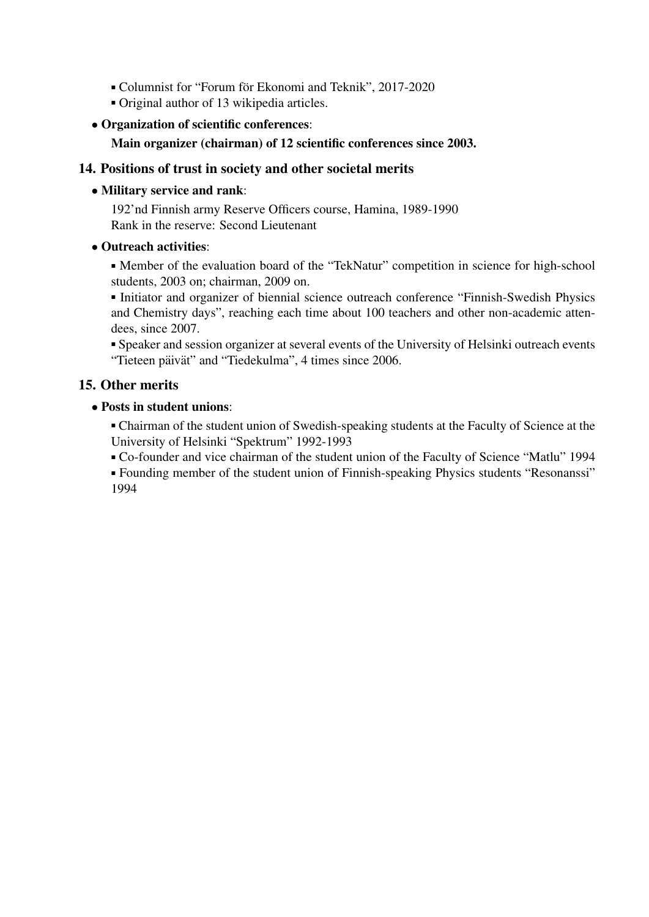- Columnist for "Forum för Ekonomi and Teknik", 2017-2020
- Original author of 13 wikipedia articles.

- **Organization of scientific conferences**:

  **Main organizer (chairman) of 12 scientific conferences since 2003.**

## 14. Positions of trust in society and other societal merits

- **Military service and rank**:

  192'nd Finnish army Reserve Officers course, Hamina, 1989-1990
  Rank in the reserve: Second Lieutenant

- **Outreach activities**:

  - Member of the evaluation board of the "TekNatur" competition in science for high-school students, 2003 on; chairman, 2009 on.
  - Initiator and organizer of biennial science outreach conference "Finnish-Swedish Physics and Chemistry days", reaching each time about 100 teachers and other non-academic attendees, since 2007.
  - Speaker and session organizer at several events of the University of Helsinki outreach events "Tieteen päivät" and "Tiedekulma", 4 times since 2006.

## 15. Other merits

- **Posts in student unions**:

  - Chairman of the student union of Swedish-speaking students at the Faculty of Science at the University of Helsinki "Spektrum" 1992-1993
  - Co-founder and vice chairman of the student union of the Faculty of Science "Matlu" 1994
  - Founding member of the student union of Finnish-speaking Physics students "Resonanssi" 1994